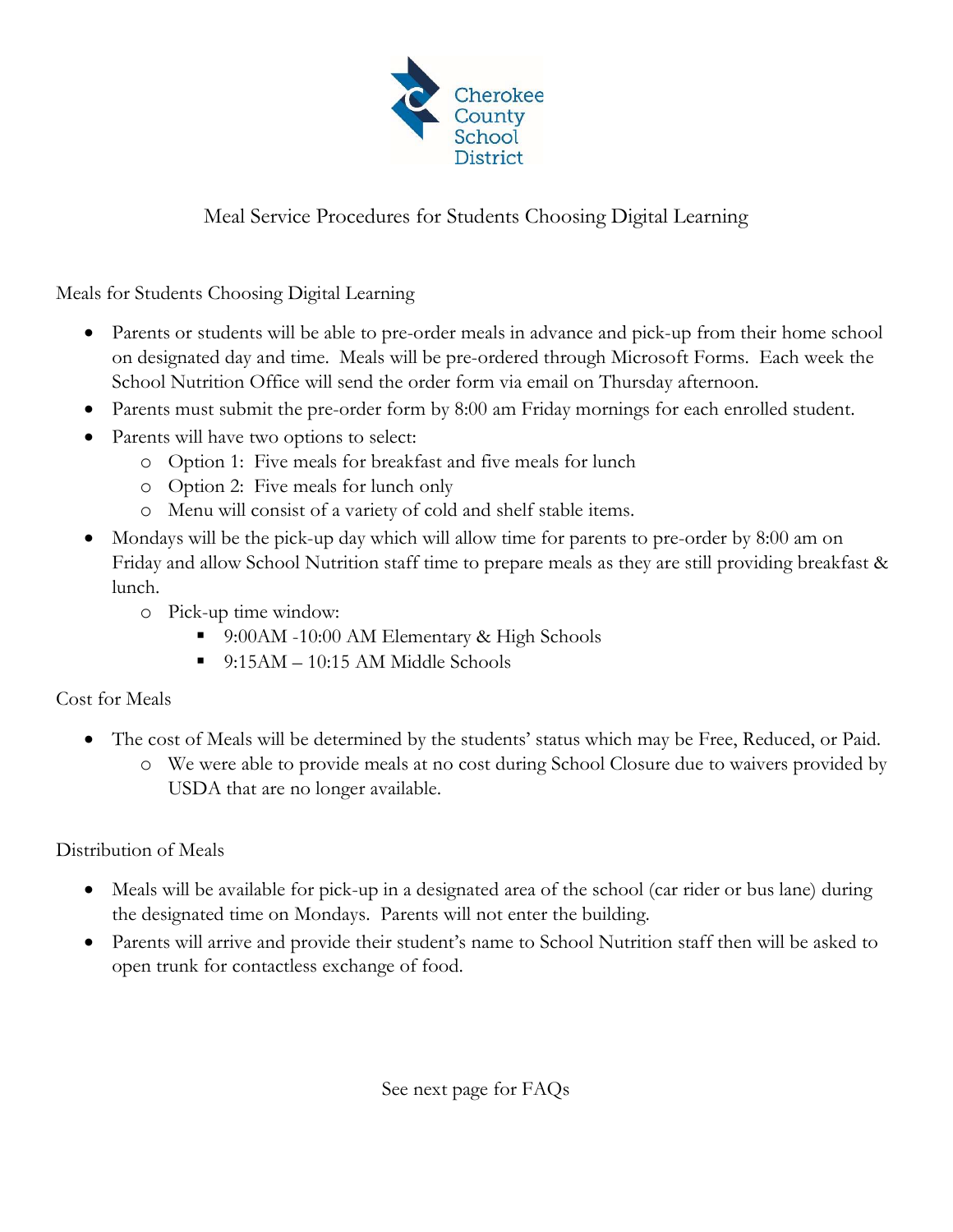Cherokee County School District

# Meal Service Procedures for Students Choosing Digital Learning

## Meals for Students Choosing Digital Learning

- Parents or students will be able to pre-order meals in advance and pick-up from their home school on designated day and time. Meals will be pre-ordered through Microsoft Forms. Each week the School Nutrition Office will send the order form via email on Thursday afternoon.
- Parents must submit the pre-order form by 8:00 am Friday mornings for each enrolled student.
- Parents will have two options to select:
  - Option 1: Five meals for breakfast and five meals for lunch
  - Option 2: Five meals for lunch only
  - Menu will consist of a variety of cold and shelf stable items.
- Mondays will be the pick-up day which will allow time for parents to pre-order by 8:00 am on Friday and allow School Nutrition staff time to prepare meals as they are still providing breakfast & lunch.
  - Pick-up time window:
    - 9:00AM -10:00 AM Elementary & High Schools
    - 9:15AM – 10:15 AM Middle Schools

## Cost for Meals

- The cost of Meals will be determined by the students' status which may be Free, Reduced, or Paid.
  - We were able to provide meals at no cost during School Closure due to waivers provided by USDA that are no longer available.

## Distribution of Meals

- Meals will be available for pick-up in a designated area of the school (car rider or bus lane) during the designated time on Mondays. Parents will not enter the building.
- Parents will arrive and provide their student's name to School Nutrition staff then will be asked to open trunk for contactless exchange of food.

See next page for FAQs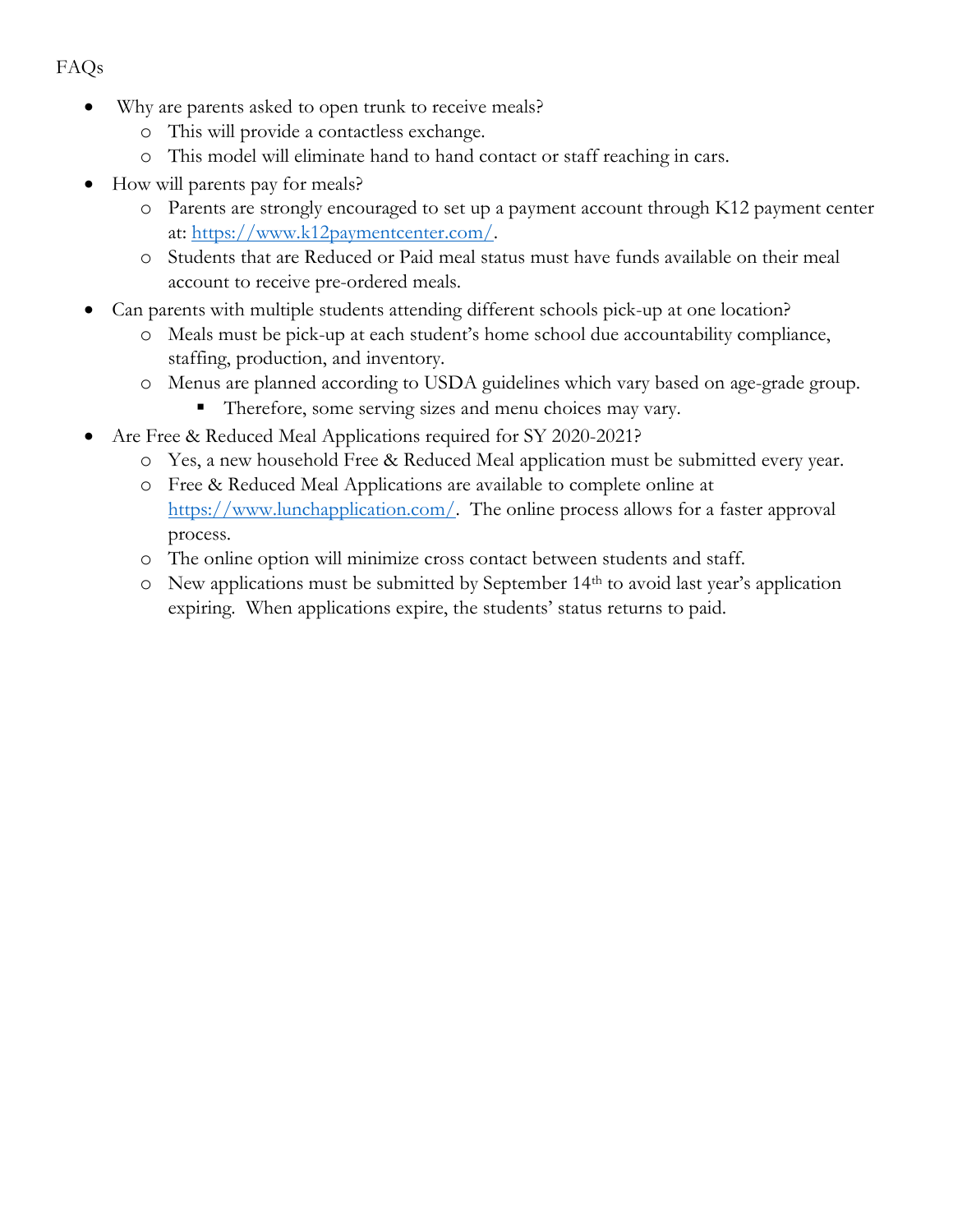FAQs

- Why are parents asked to open trunk to receive meals?
    - This will provide a contactless exchange.
    - This model will eliminate hand to hand contact or staff reaching in cars.
- How will parents pay for meals?
    - Parents are strongly encouraged to set up a payment account through K12 payment center at: https://www.k12paymentcenter.com/.
    - Students that are Reduced or Paid meal status must have funds available on their meal account to receive pre-ordered meals.
- Can parents with multiple students attending different schools pick-up at one location?
    - Meals must be pick-up at each student's home school due accountability compliance, staffing, production, and inventory.
    - Menus are planned according to USDA guidelines which vary based on age-grade group.
        - Therefore, some serving sizes and menu choices may vary.
- Are Free & Reduced Meal Applications required for SY 2020-2021?
    - Yes, a new household Free & Reduced Meal application must be submitted every year.
    - Free & Reduced Meal Applications are available to complete online at https://www.lunchapplication.com/. The online process allows for a faster approval process.
    - The online option will minimize cross contact between students and staff.
    - New applications must be submitted by September 14th to avoid last year's application expiring. When applications expire, the students' status returns to paid.